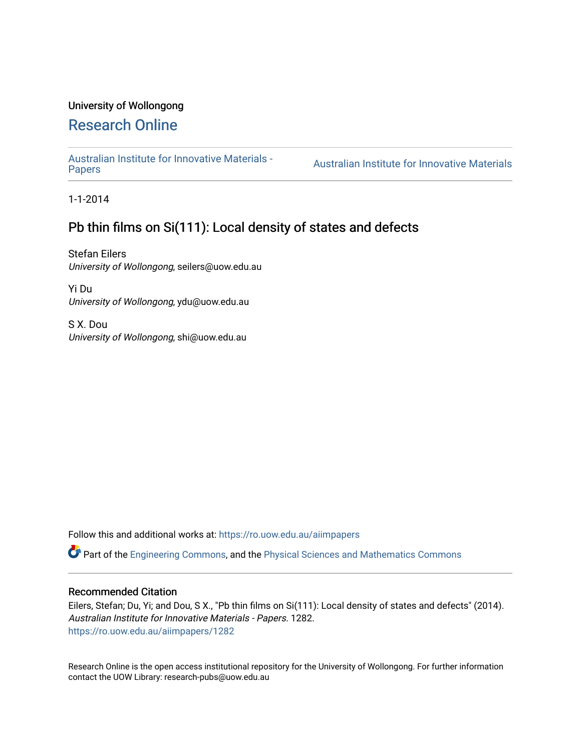University of Wollongong

# Research Online

Australian Institute for Innovative Materials - Papers | Australian Institute for Innovative Materials

1-1-2014

## Pb thin films on Si(111): Local density of states and defects

Stefan Eilers
*University of Wollongong*, seilers@uow.edu.au

Yi Du
*University of Wollongong*, ydu@uow.edu.au

S X. Dou
*University of Wollongong*, shi@uow.edu.au

Follow this and additional works at: https://ro.uow.edu.au/aiimpapers

Part of the Engineering Commons, and the Physical Sciences and Mathematics Commons

### Recommended Citation

Eilers, Stefan; Du, Yi; and Dou, S X., "Pb thin films on Si(111): Local density of states and defects" (2014). *Australian Institute for Innovative Materials - Papers*. 1282.
https://ro.uow.edu.au/aiimpapers/1282

Research Online is the open access institutional repository for the University of Wollongong. For further information contact the UOW Library: research-pubs@uow.edu.au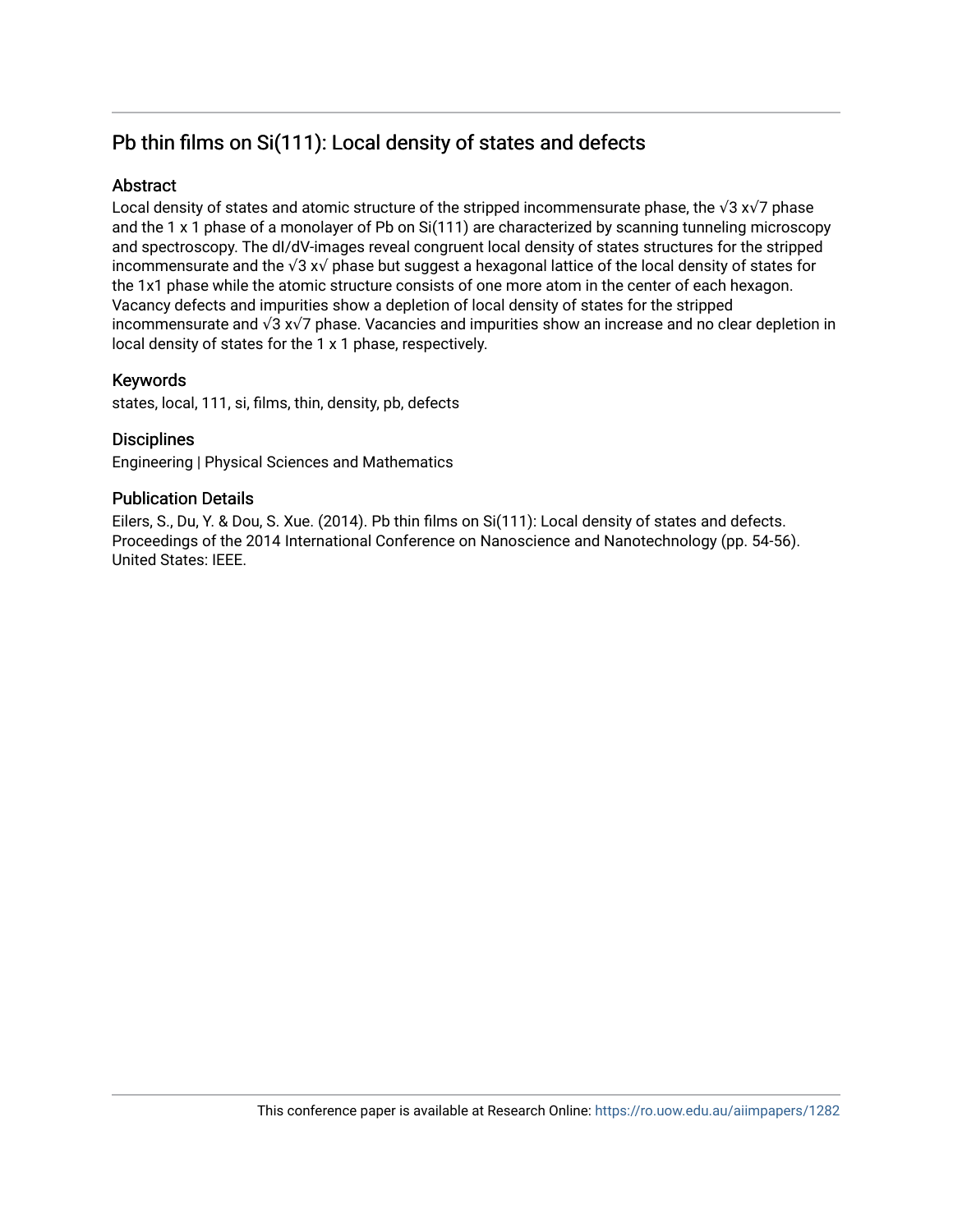# Pb thin films on Si(111): Local density of states and defects

## Abstract

Local density of states and atomic structure of the stripped incommensurate phase, the √3 x√7 phase and the 1 x 1 phase of a monolayer of Pb on Si(111) are characterized by scanning tunneling microscopy and spectroscopy. The dI/dV-images reveal congruent local density of states structures for the stripped incommensurate and the √3 x√ phase but suggest a hexagonal lattice of the local density of states for the 1x1 phase while the atomic structure consists of one more atom in the center of each hexagon. Vacancy defects and impurities show a depletion of local density of states for the stripped incommensurate and √3 x√7 phase. Vacancies and impurities show an increase and no clear depletion in local density of states for the 1 x 1 phase, respectively.

## Keywords

states, local, 111, si, films, thin, density, pb, defects

## Disciplines

Engineering | Physical Sciences and Mathematics

## Publication Details

Eilers, S., Du, Y. & Dou, S. Xue. (2014). Pb thin films on Si(111): Local density of states and defects. Proceedings of the 2014 International Conference on Nanoscience and Nanotechnology (pp. 54-56). United States: IEEE.

This conference paper is available at Research Online: https://ro.uow.edu.au/aiimpapers/1282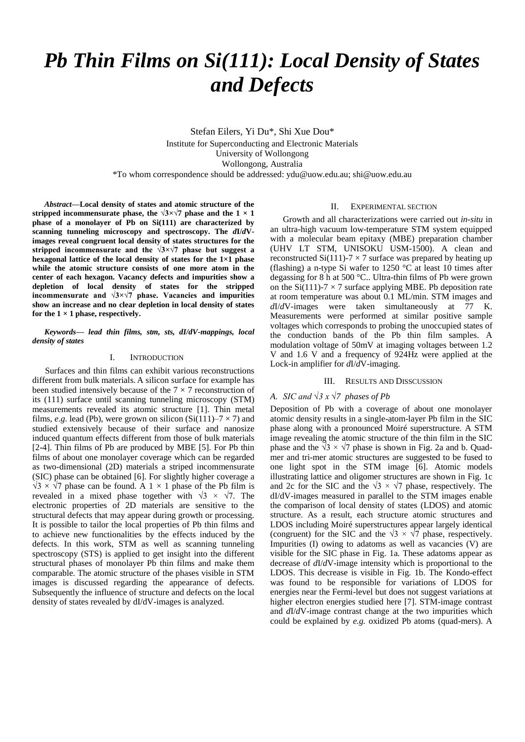# *Pb Thin Films on Si(111): Local Density of States and Defects*

Stefan Eilers, Yi Du*, Shi Xue Dou*

Institute for Superconducting and Electronic Materials
University of Wollongong
Wollongong, Australia
*To whom correspondence should be addressed: ydu@uow.edu.au; shi@uow.edu.au

***Abstract*—Local density of states and atomic structure of the stripped incommensurate phase, the √3×√7 phase and the 1 × 1 phase of a monolayer of Pb on Si(111) are characterized by scanning tunneling microscopy and spectroscopy. The *d*I/*d*V-images reveal congruent local density of states structures for the stripped incommensurate and the √3×√7 phase but suggest a hexagonal lattice of the local density of states for the 1×1 phase while the atomic structure consists of one more atom in the center of each hexagon. Vacancy defects and impurities show a depletion of local density of states for the stripped incommensurate and √3×√7 phase. Vacancies and impurities show an increase and no clear depletion in local density of states for the 1 × 1 phase, respectively.**

***Keywords— lead thin films, stm, sts, dI/dV-mappings, local density of states***

## I. Introduction

Surfaces and thin films can exhibit various reconstructions different from bulk materials. A silicon surface for example has been studied intensively because of the 7 × 7 reconstruction of its (111) surface until scanning tunneling microscopy (STM) measurements revealed its atomic structure [1]. Thin metal films, *e.g*. lead (Pb), were grown on silicon (Si(111)–7 × 7) and studied extensively because of their surface and nanosize induced quantum effects different from those of bulk materials [2-4]. Thin films of Pb are produced by MBE [5]. For Pb thin films of about one monolayer coverage which can be regarded as two-dimensional (2D) materials a striped incommensurate (SIC) phase can be obtained [6]. For slightly higher coverage a √3 × √7 phase can be found. A 1 × 1 phase of the Pb film is revealed in a mixed phase together with √3 × √7. The electronic properties of 2D materials are sensitive to the structural defects that may appear during growth or processing. It is possible to tailor the local properties of Pb thin films and to achieve new functionalities by the effects induced by the defects. In this work, STM as well as scanning tunneling spectroscopy (STS) is applied to get insight into the different structural phases of monolayer Pb thin films and make them comparable. The atomic structure of the phases visible in STM images is discussed regarding the appearance of defects. Subsequently the influence of structure and defects on the local density of states revealed by dI/dV-images is analyzed.

## II. Experimental section

Growth and all characterizations were carried out *in-situ* in an ultra-high vacuum low-temperature STM system equipped with a molecular beam epitaxy (MBE) preparation chamber (UHV LT STM, UNISOKU USM-1500). A clean and reconstructed Si(111)-7 × 7 surface was prepared by heating up (flashing) a n-type Si wafer to 1250 °C at least 10 times after degassing for 8 h at 500 °C.. Ultra-thin films of Pb were grown on the Si(111)-7 × 7 surface applying MBE. Pb deposition rate at room temperature was about 0.1 ML/min. STM images and *d*I/*d*V-images were taken simultaneously at 77 K. Measurements were performed at similar positive sample voltages which corresponds to probing the unoccupied states of the conduction bands of the Pb thin film samples. A modulation voltage of 50mV at imaging voltages between 1.2 V and 1.6 V and a frequency of 924Hz were applied at the Lock-in amplifier for *d*I/*d*V-imaging.

## III. Results and Disscussion

### *A. SIC and √3 x √7 phases of Pb*

Deposition of Pb with a coverage of about one monolayer atomic density results in a single-atom-layer Pb film in the SIC phase along with a pronounced Moiré superstructure. A STM image revealing the atomic structure of the thin film in the SIC phase and the √3 × √7 phase is shown in Fig. 2a and b. Quad-mer and tri-mer atomic structures are suggested to be fused to one light spot in the STM image [6]. Atomic models illustrating lattice and oligomer structures are shown in Fig. 1c and 2c for the SIC and the √3 × √7 phase, respectively. The dI/dV-images measured in parallel to the STM images enable the comparison of local density of states (LDOS) and atomic structure. As a result, each structure atomic structures and LDOS including Moiré superstructures appear largely identical (congruent) for the SIC and the √3 × √7 phase, respectively. Impurities (I) owing to adatoms as well as vacancies (V) are visible for the SIC phase in Fig. 1a. These adatoms appear as decrease of *d*I/*d*V-image intensity which is proportional to the LDOS. This decrease is visible in Fig. 1b. The Kondo-effect was found to be responsible for variations of LDOS for energies near the Fermi-level but does not suggest variations at higher electron energies studied here [7]. STM-image contrast and *d*I/*d*V-image contrast change at the two impurities which could be explained by *e.g.* oxidized Pb atoms (quad-mers). A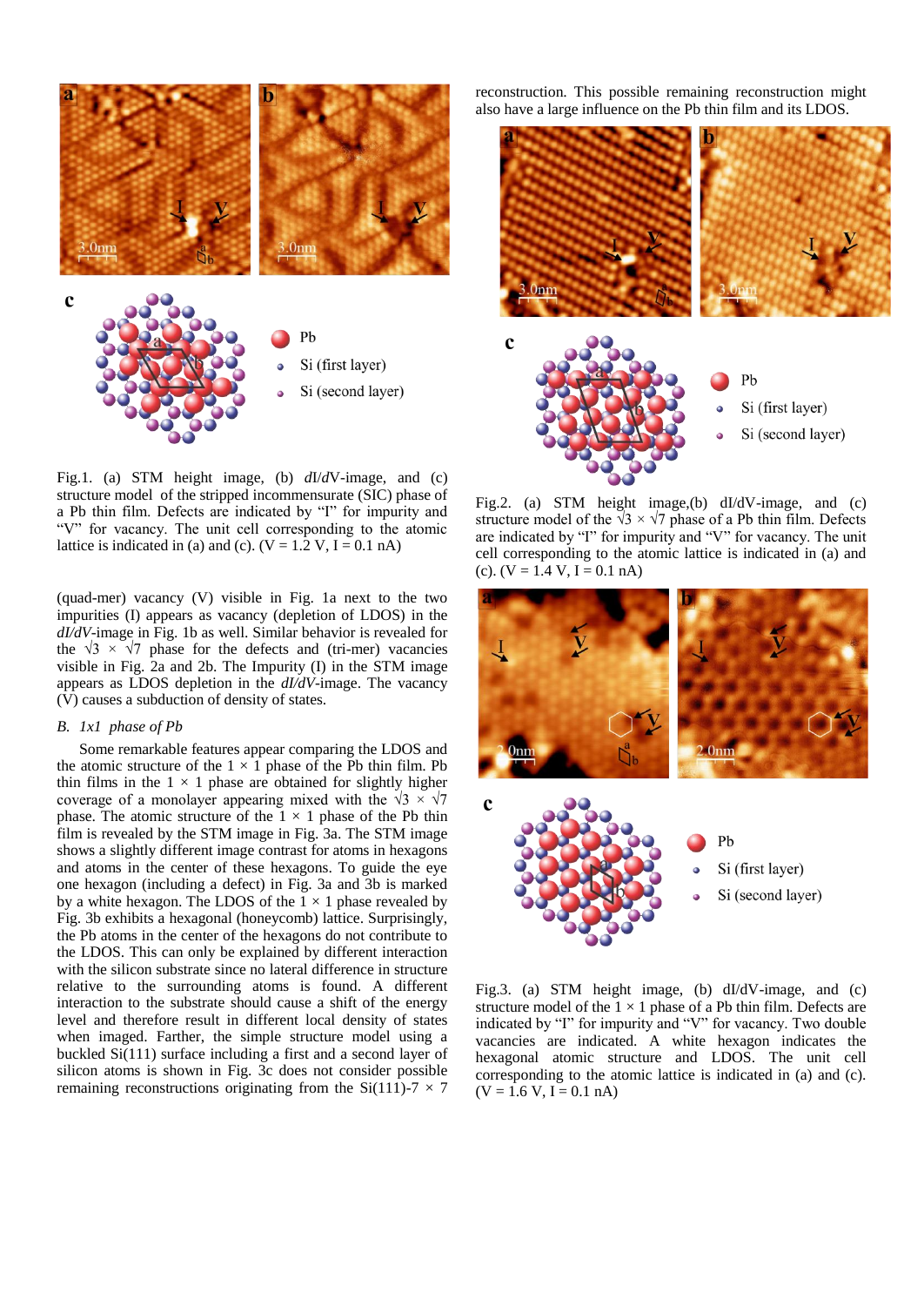Fig.1. (a) STM height image, (b) *dI/dV*-image, and (c) structure model of the stripped incommensurate (SIC) phase of a Pb thin film. Defects are indicated by "I" for impurity and "V" for vacancy. The unit cell corresponding to the atomic lattice is indicated in (a) and (c). (V = 1.2 V, I = 0.1 nA)

(quad-mer) vacancy (V) visible in Fig. 1a next to the two impurities (I) appears as vacancy (depletion of LDOS) in the *dI/dV*-image in Fig. 1b as well. Similar behavior is revealed for the $\sqrt{3} \times \sqrt{7}$ phase for the defects and (tri-mer) vacancies visible in Fig. 2a and 2b. The Impurity (I) in the STM image appears as LDOS depletion in the *dI/dV*-image. The vacancy (V) causes a subduction of density of states.

### *B. 1x1 phase of Pb*

Some remarkable features appear comparing the LDOS and the atomic structure of the $1 \times 1$ phase of the Pb thin film. Pb thin films in the $1 \times 1$ phase are obtained for slightly higher coverage of a monolayer appearing mixed with the $\sqrt{3} \times \sqrt{7}$ phase. The atomic structure of the $1 \times 1$ phase of the Pb thin film is revealed by the STM image in Fig. 3a. The STM image shows a slightly different image contrast for atoms in hexagons and atoms in the center of these hexagons. To guide the eye one hexagon (including a defect) in Fig. 3a and 3b is marked by a white hexagon. The LDOS of the $1 \times 1$ phase revealed by Fig. 3b exhibits a hexagonal (honeycomb) lattice. Surprisingly, the Pb atoms in the center of the hexagons do not contribute to the LDOS. This can only be explained by different interaction with the silicon substrate since no lateral difference in structure relative to the surrounding atoms is found. A different interaction to the substrate should cause a shift of the energy level and therefore result in different local density of states when imaged. Farther, the simple structure model using a buckled Si(111) surface including a first and a second layer of silicon atoms is shown in Fig. 3c does not consider possible remaining reconstructions originating from the Si(111)-$7 \times 7$ reconstruction. This possible remaining reconstruction might also have a large influence on the Pb thin film and its LDOS.

Fig.2. (a) STM height image,(b) dI/dV-image, and (c) structure model of the $\sqrt{3} \times \sqrt{7}$ phase of a Pb thin film. Defects are indicated by "I" for impurity and "V" for vacancy. The unit cell corresponding to the atomic lattice is indicated in (a) and (c). (V = 1.4 V, I = 0.1 nA)

Fig.3. (a) STM height image, (b) dI/dV-image, and (c) structure model of the $1 \times 1$ phase of a Pb thin film. Defects are indicated by "I" for impurity and "V" for vacancy. Two double vacancies are indicated. A white hexagon indicates the hexagonal atomic structure and LDOS. The unit cell corresponding to the atomic lattice is indicated in (a) and (c). (V = 1.6 V, I = 0.1 nA)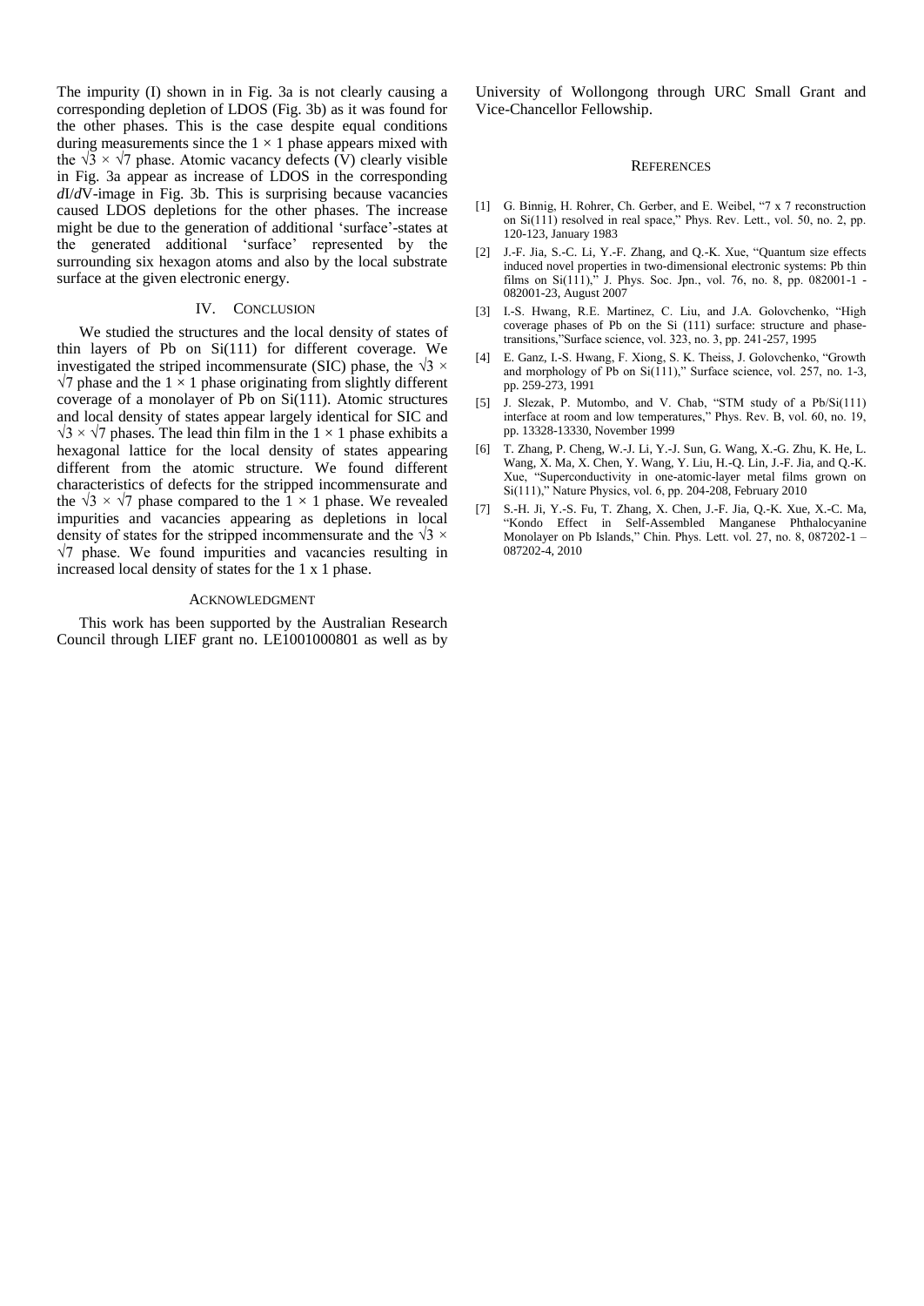The impurity (I) shown in in Fig. 3a is not clearly causing a corresponding depletion of LDOS (Fig. 3b) as it was found for the other phases. This is the case despite equal conditions during measurements since the $1 \times 1$ phase appears mixed with the $\sqrt{3} \times \sqrt{7}$ phase. Atomic vacancy defects (V) clearly visible in Fig. 3a appear as increase of LDOS in the corresponding $dI/dV$-image in Fig. 3b. This is surprising because vacancies caused LDOS depletions for the other phases. The increase might be due to the generation of additional 'surface'-states at the generated additional 'surface' represented by the surrounding six hexagon atoms and also by the local substrate surface at the given electronic energy.

## IV. Conclusion

We studied the structures and the local density of states of thin layers of Pb on Si(111) for different coverage. We investigated the striped incommensurate (SIC) phase, the $\sqrt{3} \times \sqrt{7}$ phase and the $1 \times 1$ phase originating from slightly different coverage of a monolayer of Pb on Si(111). Atomic structures and local density of states appear largely identical for SIC and $\sqrt{3} \times \sqrt{7}$ phases. The lead thin film in the $1 \times 1$ phase exhibits a hexagonal lattice for the local density of states appearing different from the atomic structure. We found different characteristics of defects for the stripped incommensurate and the $\sqrt{3} \times \sqrt{7}$ phase compared to the $1 \times 1$ phase. We revealed impurities and vacancies appearing as depletions in local density of states for the stripped incommensurate and the $\sqrt{3} \times \sqrt{7}$ phase. We found impurities and vacancies resulting in increased local density of states for the 1 x 1 phase.

## Acknowledgment

This work has been supported by the Australian Research Council through LIEF grant no. LE1001000801 as well as by University of Wollongong through URC Small Grant and Vice-Chancellor Fellowship.

## References

[1] G. Binnig, H. Rohrer, Ch. Gerber, and E. Weibel, "7 x 7 reconstruction on Si(111) resolved in real space," Phys. Rev. Lett., vol. 50, no. 2, pp. 120-123, January 1983

[2] J.-F. Jia, S.-C. Li, Y.-F. Zhang, and Q.-K. Xue, "Quantum size effects induced novel properties in two-dimensional electronic systems: Pb thin films on Si(111)," J. Phys. Soc. Jpn., vol. 76, no. 8, pp. 082001-1 - 082001-23, August 2007

[3] I.-S. Hwang, R.E. Martinez, C. Liu, and J.A. Golovchenko, "High coverage phases of Pb on the Si (111) surface: structure and phase-transitions,"Surface science, vol. 323, no. 3, pp. 241-257, 1995

[4] E. Ganz, I.-S. Hwang, F. Xiong, S. K. Theiss, J. Golovchenko, "Growth and morphology of Pb on Si(111)," Surface science, vol. 257, no. 1-3, pp. 259-273, 1991

[5] J. Slezak, P. Mutombo, and V. Chab, "STM study of a Pb/Si(111) interface at room and low temperatures," Phys. Rev. B, vol. 60, no. 19, pp. 13328-13330, November 1999

[6] T. Zhang, P. Cheng, W.-J. Li, Y.-J. Sun, G. Wang, X.-G. Zhu, K. He, L. Wang, X. Ma, X. Chen, Y. Wang, Y. Liu, H.-Q. Lin, J.-F. Jia, and Q.-K. Xue, "Superconductivity in one-atomic-layer metal films grown on Si(111)," Nature Physics, vol. 6, pp. 204-208, February 2010

[7] S.-H. Ji, Y.-S. Fu, T. Zhang, X. Chen, J.-F. Jia, Q.-K. Xue, X.-C. Ma, "Kondo Effect in Self-Assembled Manganese Phthalocyanine Monolayer on Pb Islands," Chin. Phys. Lett. vol. 27, no. 8, 087202-1 – 087202-4, 2010